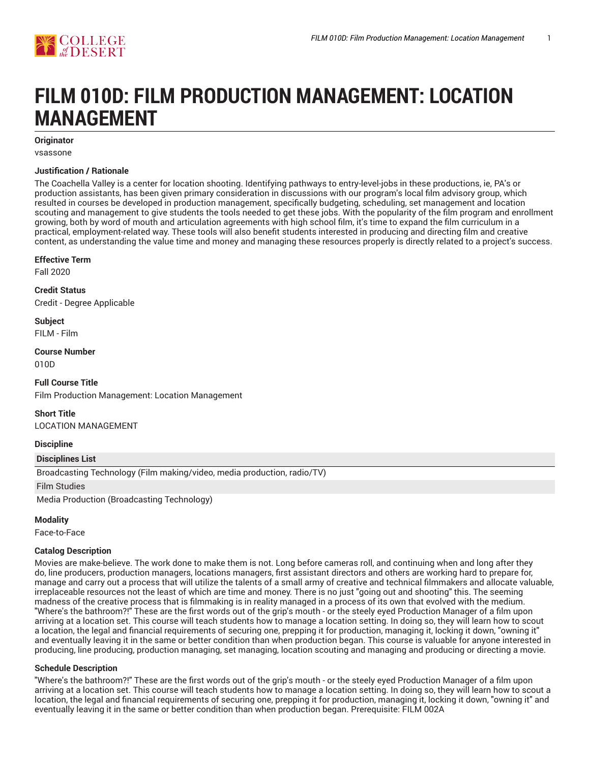# FILM 010D: FILM PRODUCTION MANAGEMENT: LOCATION MANAGEMENT

**Originator**

vsassone

**Justification / Rationale**

The Coachella Valley is a center for location shooting. Identifying pathways to entry-level-jobs in these productions, ie, PA's or production assistants, has been given primary consideration in discussions with our program's local film advisory group, which resulted in courses be developed in production management, specifically budgeting, scheduling, set management and location scouting and management to give students the tools needed to get these jobs. With the popularity of the film program and enrollment growing, both by word of mouth and articulation agreements with high school film, it's time to expand the film curriculum in a practical, employment-related way. These tools will also benefit students interested in producing and directing film and creative content, as understanding the value time and money and managing these resources properly is directly related to a project's success.

**Effective Term**

Fall 2020

**Credit Status**

Credit - Degree Applicable

**Subject**

FILM - Film

**Course Number**

010D

**Full Course Title**

Film Production Management: Location Management

**Short Title**

LOCATION MANAGEMENT

**Discipline**

| Disciplines List |
| --- |
| Broadcasting Technology (Film making/video, media production, radio/TV) |
| Film Studies |
| Media Production (Broadcasting Technology) |

**Modality**

Face-to-Face

**Catalog Description**

Movies are make-believe. The work done to make them is not. Long before cameras roll, and continuing when and long after they do, line producers, production managers, locations managers, first assistant directors and others are working hard to prepare for, manage and carry out a process that will utilize the talents of a small army of creative and technical filmmakers and allocate valuable, irreplaceable resources not the least of which are time and money. There is no just "going out and shooting" this. The seeming madness of the creative process that is filmmaking is in reality managed in a process of its own that evolved with the medium. "Where's the bathroom?!" These are the first words out of the grip's mouth - or the steely eyed Production Manager of a film upon arriving at a location set. This course will teach students how to manage a location setting. In doing so, they will learn how to scout a location, the legal and financial requirements of securing one, prepping it for production, managing it, locking it down, "owning it" and eventually leaving it in the same or better condition than when production began. This course is valuable for anyone interested in producing, line producing, production managing, set managing, location scouting and managing and producing or directing a movie.

**Schedule Description**

"Where's the bathroom?!" These are the first words out of the grip's mouth - or the steely eyed Production Manager of a film upon arriving at a location set. This course will teach students how to manage a location setting. In doing so, they will learn how to scout a location, the legal and financial requirements of securing one, prepping it for production, managing it, locking it down, "owning it" and eventually leaving it in the same or better condition than when production began. Prerequisite: FILM 002A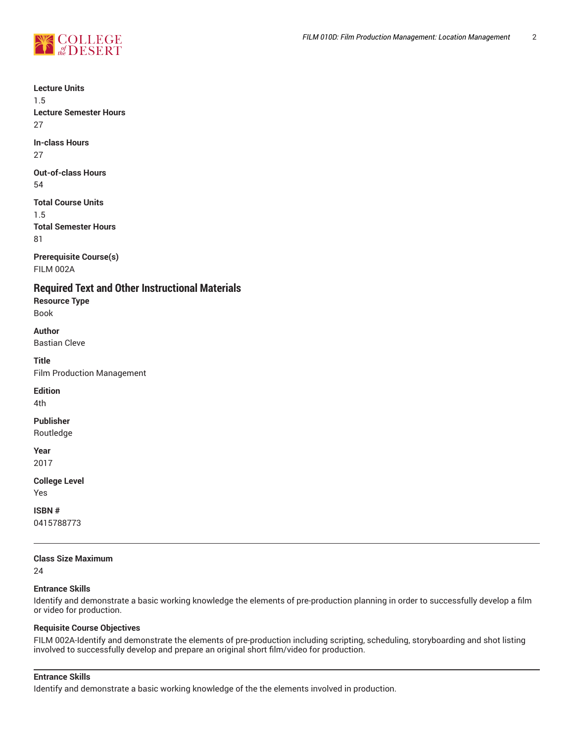**Lecture Units**
1.5
**Lecture Semester Hours**
27

**In-class Hours**
27

**Out-of-class Hours**
54

**Total Course Units**
1.5
**Total Semester Hours**
81

**Prerequisite Course(s)**
FILM 002A

## Required Text and Other Instructional Materials

**Resource Type**
Book

**Author**
Bastian Cleve

**Title**
Film Production Management

**Edition**
4th

**Publisher**
Routledge

**Year**
2017

**College Level**
Yes

**ISBN #**
0415788773

---

**Class Size Maximum**
24

**Entrance Skills**
Identify and demonstrate a basic working knowledge the elements of pre-production planning in order to successfully develop a film or video for production.

**Requisite Course Objectives**
FILM 002A-Identify and demonstrate the elements of pre-production including scripting, scheduling, storyboarding and shot listing involved to successfully develop and prepare an original short film/video for production.

---

**Entrance Skills**
Identify and demonstrate a basic working knowledge of the the elements involved in production.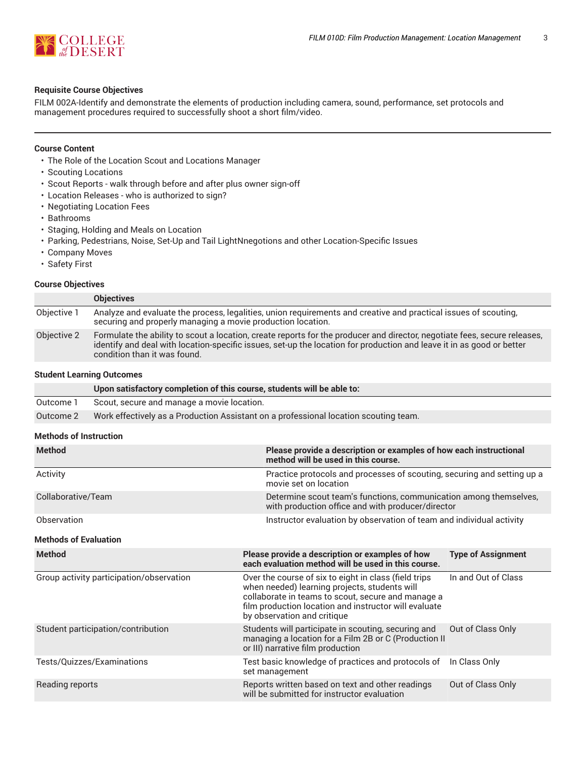### Requisite Course Objectives

FILM 002A-Identify and demonstrate the elements of production including camera, sound, performance, set protocols and management procedures required to successfully shoot a short film/video.

---

### Course Content

- The Role of the Location Scout and Locations Manager
- Scouting Locations
- Scout Reports - walk through before and after plus owner sign-off
- Location Releases - who is authorized to sign?
- Negotiating Location Fees
- Bathrooms
- Staging, Holding and Meals on Location
- Parking, Pedestrians, Noise, Set-Up and Tail LightNnegotions and other Location-Specific Issues
- Company Moves
- Safety First

### Course Objectives

| | Objectives |
|---|---|
| Objective 1 | Analyze and evaluate the process, legalities, union requirements and creative and practical issues of scouting, securing and properly managing a movie production location. |
| Objective 2 | Formulate the ability to scout a location, create reports for the producer and director, negotiate fees, secure releases, identify and deal with location-specific issues, set-up the location for production and leave it in as good or better condition than it was found. |

### Student Learning Outcomes

| | Upon satisfactory completion of this course, students will be able to: |
|---|---|
| Outcome 1 | Scout, secure and manage a movie location. |
| Outcome 2 | Work effectively as a Production Assistant on a professional location scouting team. |

### Methods of Instruction

| Method | Please provide a description or examples of how each instructional method will be used in this course. |
|---|---|
| Activity | Practice protocols and processes of scouting, securing and setting up a movie set on location |
| Collaborative/Team | Determine scout team's functions, communication among themselves, with production office and with producer/director |
| Observation | Instructor evaluation by observation of team and individual activity |

### Methods of Evaluation

| Method | Please provide a description or examples of how each evaluation method will be used in this course. | Type of Assignment |
|---|---|---|
| Group activity participation/observation | Over the course of six to eight in class (field trips when needed) learning projects, students will collaborate in teams to scout, secure and manage a film production location and instructor will evaluate by observation and critique | In and Out of Class |
| Student participation/contribution | Students will participate in scouting, securing and managing a location for a Film 2B or C (Production II or III) narrative film production | Out of Class Only |
| Tests/Quizzes/Examinations | Test basic knowledge of practices and protocols of set management | In Class Only |
| Reading reports | Reports written based on text and other readings will be submitted for instructor evaluation | Out of Class Only |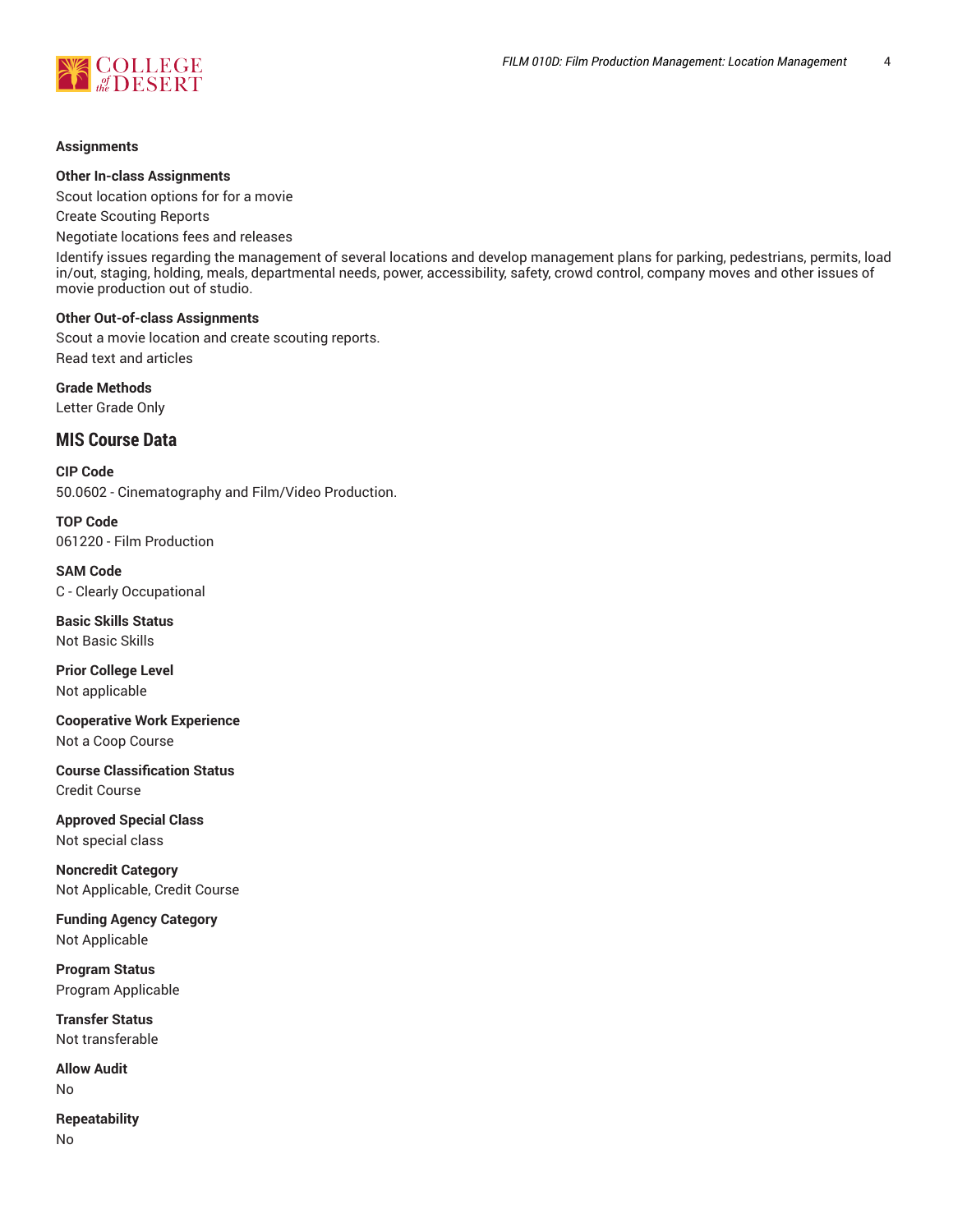**Assignments**

**Other In-class Assignments**

Scout location options for for a movie

Create Scouting Reports

Negotiate locations fees and releases

Identify issues regarding the management of several locations and develop management plans for parking, pedestrians, permits, load in/out, staging, holding, meals, departmental needs, power, accessibility, safety, crowd control, company moves and other issues of movie production out of studio.

**Other Out-of-class Assignments**

Scout a movie location and create scouting reports.

Read text and articles

**Grade Methods**

Letter Grade Only

## MIS Course Data

**CIP Code**

50.0602 - Cinematography and Film/Video Production.

**TOP Code**

061220 - Film Production

**SAM Code**

C - Clearly Occupational

**Basic Skills Status**

Not Basic Skills

**Prior College Level**

Not applicable

**Cooperative Work Experience**

Not a Coop Course

**Course Classification Status**

Credit Course

**Approved Special Class**

Not special class

**Noncredit Category**

Not Applicable, Credit Course

**Funding Agency Category**

Not Applicable

**Program Status**

Program Applicable

**Transfer Status**

Not transferable

**Allow Audit**

No

**Repeatability**

No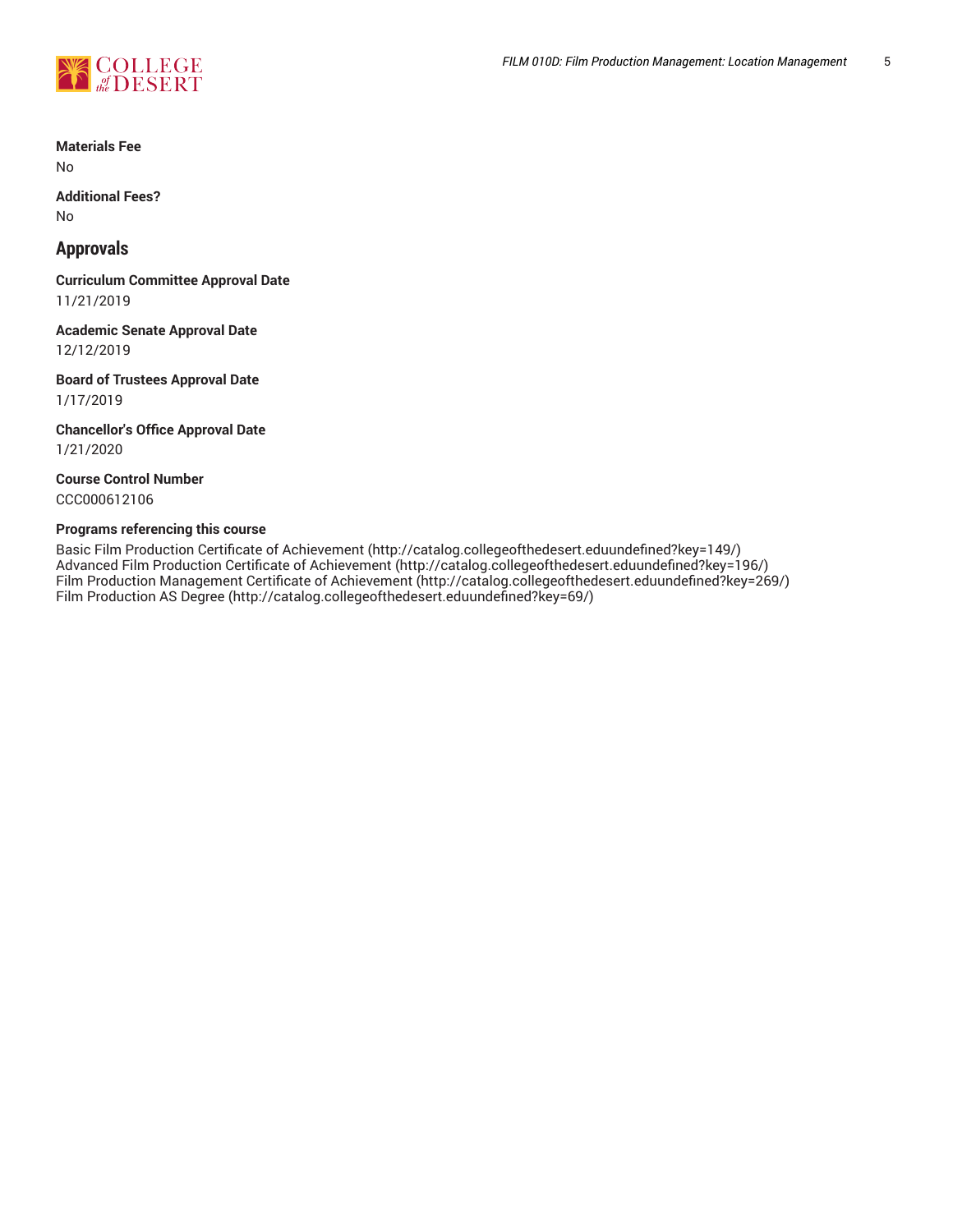**Materials Fee**

No

**Additional Fees?**

No

## Approvals

**Curriculum Committee Approval Date**

11/21/2019

**Academic Senate Approval Date**

12/12/2019

**Board of Trustees Approval Date**

1/17/2019

**Chancellor's Office Approval Date**

1/21/2020

**Course Control Number**

CCC000612106

**Programs referencing this course**

Basic Film Production Certificate of Achievement (http://catalog.collegeofthedesert.eduundefined?key=149/)
Advanced Film Production Certificate of Achievement (http://catalog.collegeofthedesert.eduundefined?key=196/)
Film Production Management Certificate of Achievement (http://catalog.collegeofthedesert.eduundefined?key=269/)
Film Production AS Degree (http://catalog.collegeofthedesert.eduundefined?key=69/)